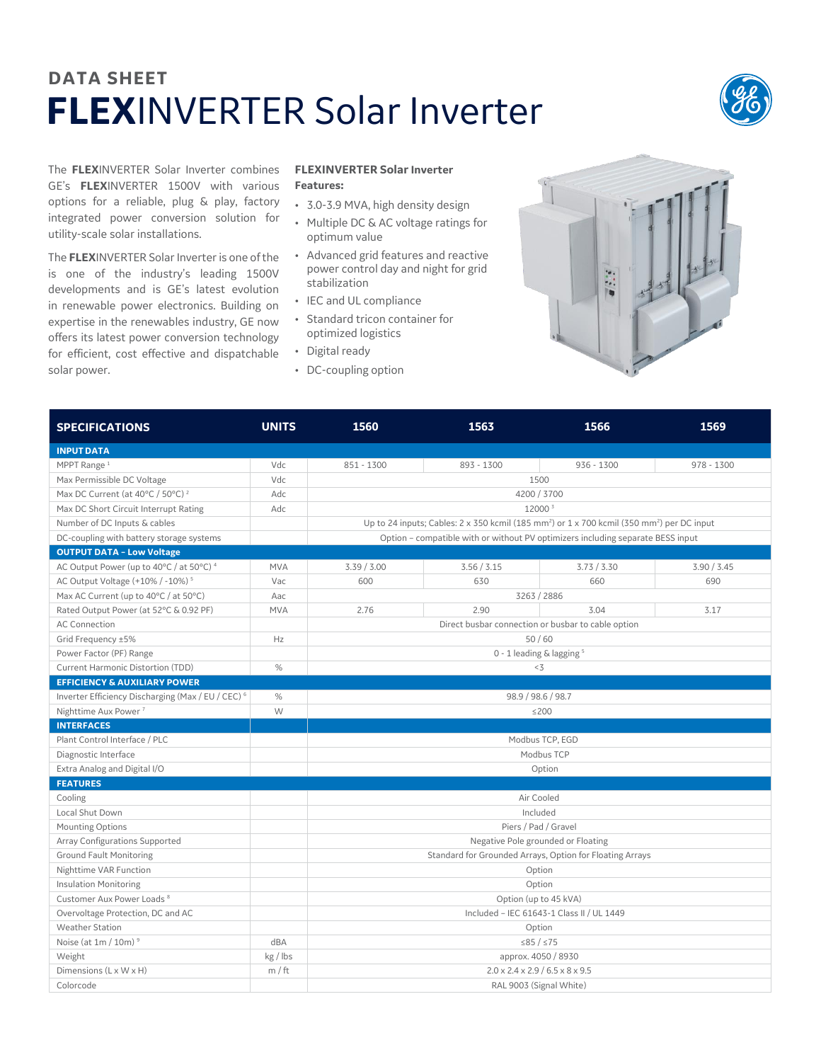DATA SHEET

# FLEXINVERTER Solar Inverter

The **FLEX**INVERTER Solar Inverter combines GE's **FLEX**INVERTER 1500V with various options for a reliable, plug & play, factory integrated power conversion solution for utility-scale solar installations.

The **FLEX**INVERTER Solar Inverter is one of the is one of the industry's leading 1500V developments and is GE's latest evolution in renewable power electronics. Building on expertise in the renewables industry, GE now offers its latest power conversion technology for efficient, cost effective and dispatchable solar power.

**FLEXINVERTER Solar Inverter Features:**

- 3.0-3.9 MVA, high density design
- Multiple DC & AC voltage ratings for optimum value
- Advanced grid features and reactive power control day and night for grid stabilization
- IEC and UL compliance
- Standard tricon container for optimized logistics
- Digital ready
- DC-coupling option

| SPECIFICATIONS | UNITS | 1560 | 1563 | 1566 | 1569 |
|---|---|---|---|---|---|
| **INPUT DATA** | | | | | |
| MPPT Range [1] | Vdc | 851 - 1300 | 893 - 1300 | 936 - 1300 | 978 - 1300 |
| Max Permissible DC Voltage | Vdc | 1500 | | | |
| Max DC Current (at 40°C / 50°C) [2] | Adc | 4200 / 3700 | | | |
| Max DC Short Circuit Interrupt Rating | Adc | 12000 [3] | | | |
| Number of DC Inputs & cables | | Up to 24 inputs; Cables: 2 x 350 kcmil (185 mm²) or 1 x 700 kcmil (350 mm²) per DC input | | | |
| DC-coupling with battery storage systems | | Option – compatible with or without PV optimizers including separate BESS input | | | |
| **OUTPUT DATA – Low Voltage** | | | | | |
| AC Output Power (up to 40°C / at 50°C) [4] | MVA | 3.39 / 3.00 | 3.56 / 3.15 | 3.73 / 3.30 | 3.90 / 3.45 |
| AC Output Voltage (+10% / -10%) [5] | Vac | 600 | 630 | 660 | 690 |
| Max AC Current (up to 40°C / at 50°C) | Aac | 3263 / 2886 | | | |
| Rated Output Power (at 52°C & 0.92 PF) | MVA | 2.76 | 2.90 | 3.04 | 3.17 |
| AC Connection | | Direct busbar connection or busbar to cable option | | | |
| Grid Frequency ±5% | Hz | 50 / 60 | | | |
| Power Factor (PF) Range | | 0 - 1 leading & lagging [5] | | | |
| Current Harmonic Distortion (TDD) | % | <3 | | | |
| **EFFICIENCY & AUXILIARY POWER** | | | | | |
| Inverter Efficiency Discharging (Max / EU / CEC) [6] | % | 98.9 / 98.6 / 98.7 | | | |
| Nighttime Aux Power [7] | W | ≤200 | | | |
| **INTERFACES** | | | | | |
| Plant Control Interface / PLC | | Modbus TCP, EGD | | | |
| Diagnostic Interface | | Modbus TCP | | | |
| Extra Analog and Digital I/O | | Option | | | |
| **FEATURES** | | | | | |
| Cooling | | Air Cooled | | | |
| Local Shut Down | | Included | | | |
| Mounting Options | | Piers / Pad / Gravel | | | |
| Array Configurations Supported | | Negative Pole grounded or Floating | | | |
| Ground Fault Monitoring | | Standard for Grounded Arrays, Option for Floating Arrays | | | |
| Nighttime VAR Function | | Option | | | |
| Insulation Monitoring | | Option | | | |
| Customer Aux Power Loads [8] | | Option (up to 45 kVA) | | | |
| Overvoltage Protection, DC and AC | | Included – IEC 61643-1 Class II / UL 1449 | | | |
| Weather Station | | Option | | | |
| Noise (at 1m / 10m) [9] | dBA | ≤85 / ≤75 | | | |
| Weight | kg / lbs | approx. 4050 / 8930 | | | |
| Dimensions (L x W x H) | m / ft | 2.0 x 2.4 x 2.9 / 6.5 x 8 x 9.5 | | | |
| Colorcode | | RAL 9003 (Signal White) | | | |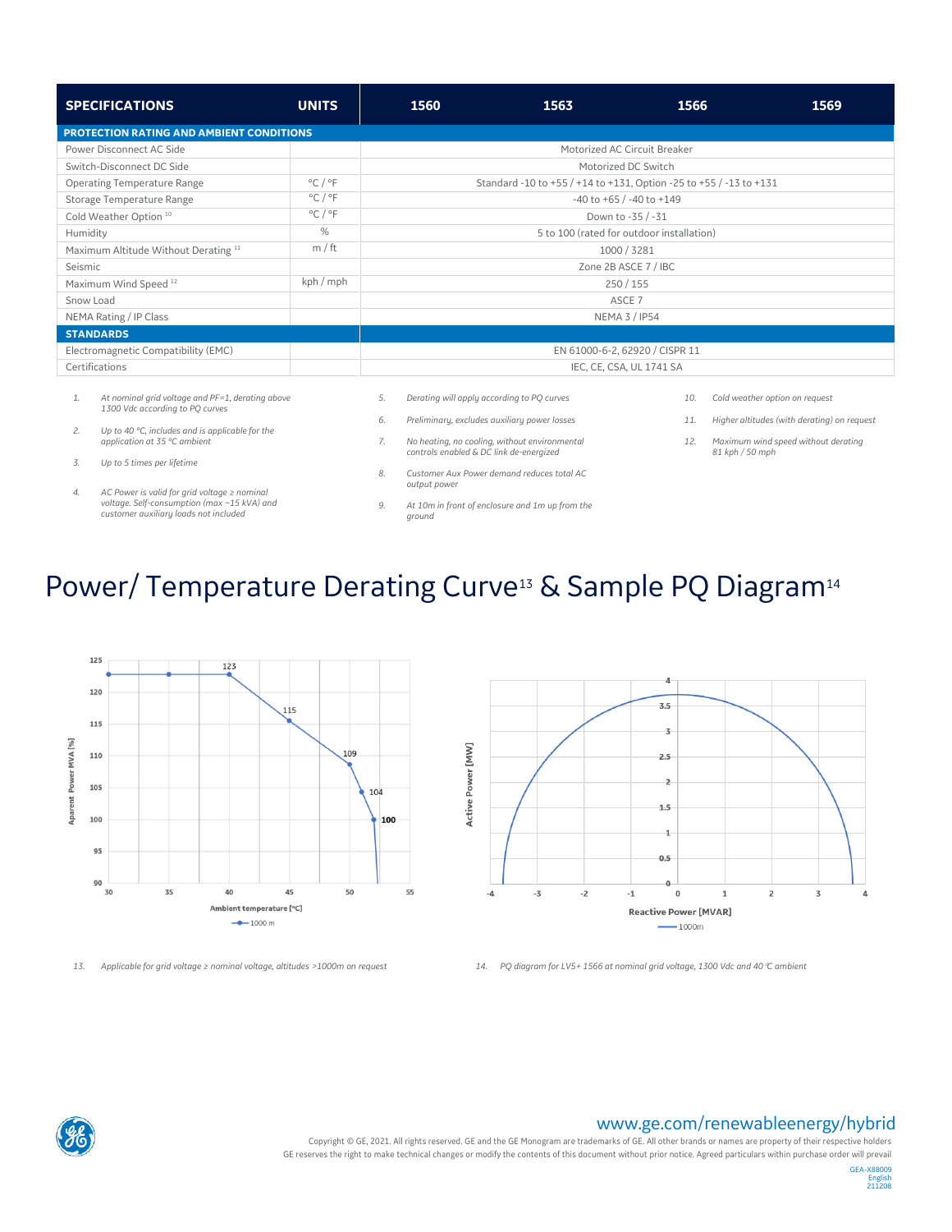| SPECIFICATIONS | UNITS | 1560 | 1563 | 1566 | 1569 |
|---|---|---|---|---|---|
| **PROTECTION RATING AND AMBIENT CONDITIONS** | | | | | |
| Power Disconnect AC Side | | Motorized AC Circuit Breaker | | | |
| Switch-Disconnect DC Side | | Motorized DC Switch | | | |
| Operating Temperature Range | °C / °F | Standard -10 to +55 / +14 to +131, Option -25 to +55 / -13 to +131 | | | |
| Storage Temperature Range | °C / °F | -40 to +65 / -40 to +149 | | | |
| Cold Weather Option [10] | °C / °F | Down to -35 / -31 | | | |
| Humidity | % | 5 to 100 (rated for outdoor installation) | | | |
| Maximum Altitude Without Derating [11] | m / ft | 1000 / 3281 | | | |
| Seismic | | Zone 2B ASCE 7 / IBC | | | |
| Maximum Wind Speed [12] | kph / mph | 250 / 155 | | | |
| Snow Load | | ASCE 7 | | | |
| NEMA Rating / IP Class | | NEMA 3 / IP54 | | | |
| **STANDARDS** | | | | | |
| Electromagnetic Compatibility (EMC) | | EN 61000-6-2, 62920 / CISPR 11 | | | |
| Certifications | | IEC, CE, CSA, UL 1741 SA | | | |

1. *At nominal grid voltage and PF=1, derating above 1300 Vdc according to PQ curves*
2. *Up to 40 °C, includes and is applicable for the application at 35 °C ambient*
3. *Up to 5 times per lifetime*
4. *AC Power is valid for grid voltage ≥ nominal voltage. Self-consumption (max ~15 kVA) and customer auxiliary loads not included*
5. *Derating will apply according to PQ curves*
6. *Preliminary, excludes auxiliary power losses*
7. *No heating, no cooling, without environmental controls enabled & DC link de-energized*
8. *Customer Aux Power demand reduces total AC output power*
9. *At 10m in front of enclosure and 1m up from the ground*
10. *Cold weather option on request*
11. *Higher altitudes (with derating) on request*
12. *Maximum wind speed without derating 81 kph / 50 mph*

# Power/ Temperature Derating Curve[13] & Sample PQ Diagram[14]

Apparent Power MVA [%]
125
120
115
110
105
100
95
90
123
115
109
104
100
30 35 40 45 50 55
Ambient temperature [°C]
1000 m

Active Power [MW]
4
3.5
3
2.5
2
1.5
1
0.5
0
-4 -3 -2 -1 0 1 2 3 4
Reactive Power [MVAR]
1000m

13. *Applicable for grid voltage ≥ nominal voltage, altitudes >1000m on request*

14. *PQ diagram for LV5+ 1566 at nominal grid voltage, 1300 Vdc and 40 °C ambient*

www.ge.com/renewableenergy/hybrid

Copyright © GE, 2021. All rights reserved. GE and the GE Monogram are trademarks of GE. All other brands or names are property of their respective holders
GE reserves the right to make technical changes or modify the contents of this document without prior notice. Agreed particulars within purchase order will prevail

GEA-X88009
English
211208